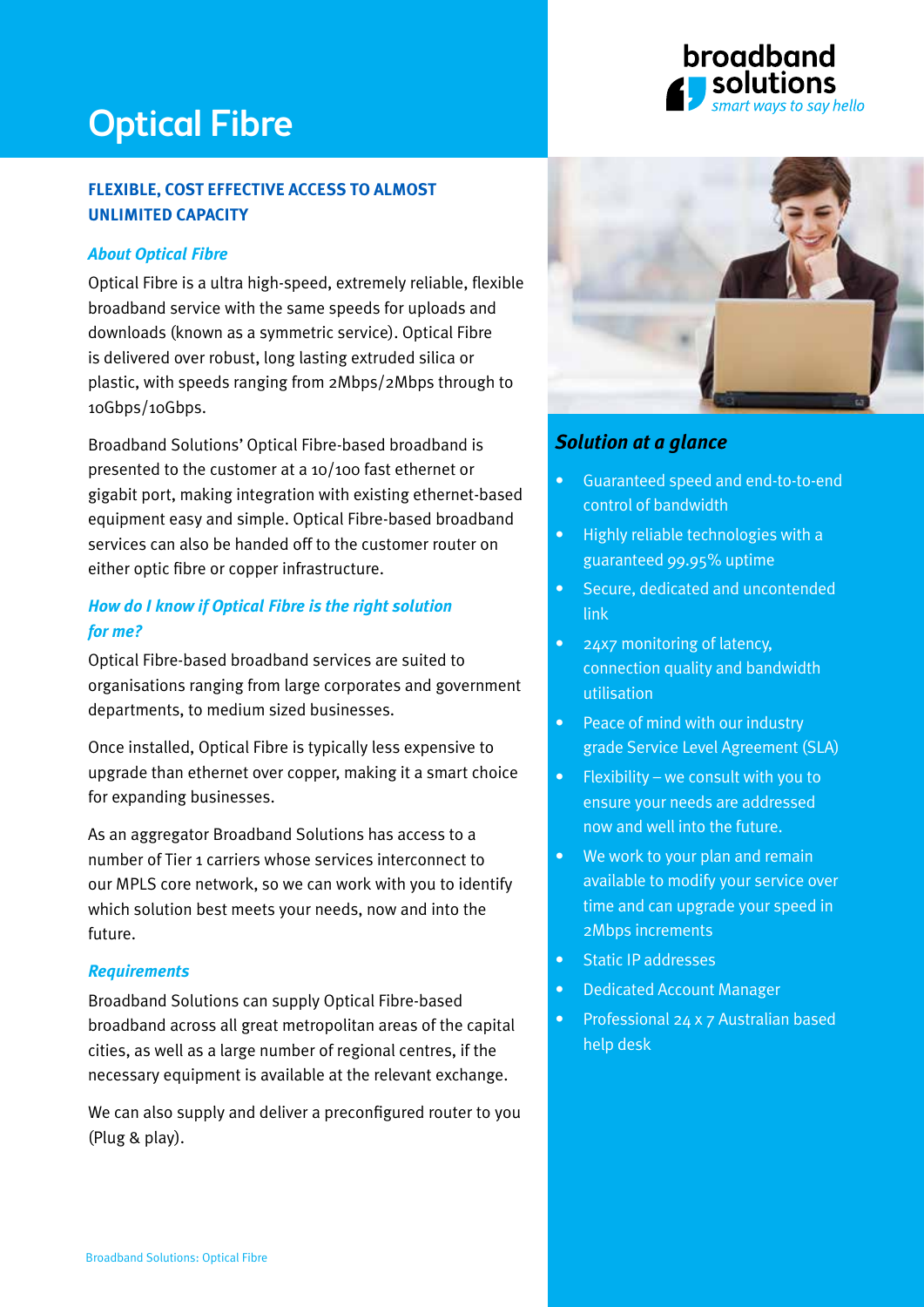# Optical Fibre

broadband solutions
*smart ways to say hello*

## FLEXIBLE, COST EFFECTIVE ACCESS TO ALMOST UNLIMITED CAPACITY

### *About Optical Fibre*

Optical Fibre is a ultra high-speed, extremely reliable, flexible broadband service with the same speeds for uploads and downloads (known as a symmetric service). Optical Fibre is delivered over robust, long lasting extruded silica or plastic, with speeds ranging from 2Mbps/2Mbps through to 10Gbps/10Gbps.

Broadband Solutions' Optical Fibre-based broadband is presented to the customer at a 10/100 fast ethernet or gigabit port, making integration with existing ethernet-based equipment easy and simple. Optical Fibre-based broadband services can also be handed off to the customer router on either optic fibre or copper infrastructure.

### *How do I know if Optical Fibre is the right solution for me?*

Optical Fibre-based broadband services are suited to organisations ranging from large corporates and government departments, to medium sized businesses.

Once installed, Optical Fibre is typically less expensive to upgrade than ethernet over copper, making it a smart choice for expanding businesses.

As an aggregator Broadband Solutions has access to a number of Tier 1 carriers whose services interconnect to our MPLS core network, so we can work with you to identify which solution best meets your needs, now and into the future.

### *Requirements*

Broadband Solutions can supply Optical Fibre-based broadband across all great metropolitan areas of the capital cities, as well as a large number of regional centres, if the necessary equipment is available at the relevant exchange.

We can also supply and deliver a preconfigured router to you (Plug & play).

### *Solution at a glance*

- Guaranteed speed and end-to-to-end control of bandwidth
- Highly reliable technologies with a guaranteed 99.95% uptime
- Secure, dedicated and uncontended link
- 24x7 monitoring of latency, connection quality and bandwidth utilisation
- Peace of mind with our industry grade Service Level Agreement (SLA)
- Flexibility – we consult with you to ensure your needs are addressed now and well into the future.
- We work to your plan and remain available to modify your service over time and can upgrade your speed in 2Mbps increments
- Static IP addresses
- Dedicated Account Manager
- Professional 24 x 7 Australian based help desk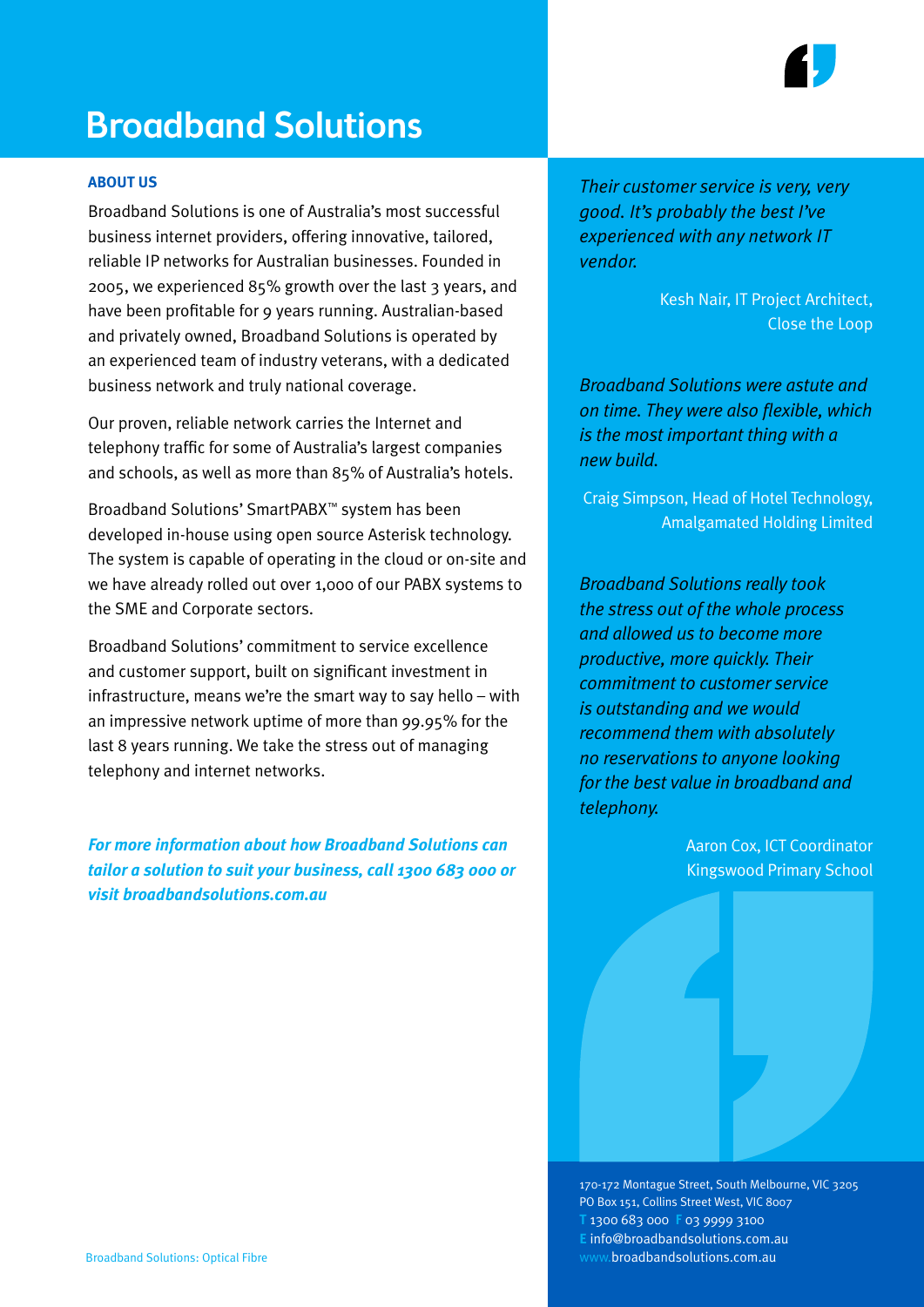# Broadband Solutions

## ABOUT US

Broadband Solutions is one of Australia's most successful business internet providers, offering innovative, tailored, reliable IP networks for Australian businesses. Founded in 2005, we experienced 85% growth over the last 3 years, and have been profitable for 9 years running. Australian-based and privately owned, Broadband Solutions is operated by an experienced team of industry veterans, with a dedicated business network and truly national coverage.

Our proven, reliable network carries the Internet and telephony traffic for some of Australia's largest companies and schools, as well as more than 85% of Australia's hotels.

Broadband Solutions' SmartPABX™ system has been developed in-house using open source Asterisk technology. The system is capable of operating in the cloud or on-site and we have already rolled out over 1,000 of our PABX systems to the SME and Corporate sectors.

Broadband Solutions' commitment to service excellence and customer support, built on significant investment in infrastructure, means we're the smart way to say hello – with an impressive network uptime of more than 99.95% for the last 8 years running. We take the stress out of managing telephony and internet networks.

***For more information about how Broadband Solutions can tailor a solution to suit your business, call 1300 683 000 or visit broadbandsolutions.com.au***

*Their customer service is very, very good. It's probably the best I've experienced with any network IT vendor.*

Kesh Nair, IT Project Architect,
Close the Loop

*Broadband Solutions were astute and on time. They were also flexible, which is the most important thing with a new build.*

Craig Simpson, Head of Hotel Technology,
Amalgamated Holding Limited

*Broadband Solutions really took the stress out of the whole process and allowed us to become more productive, more quickly. Their commitment to customer service is outstanding and we would recommend them with absolutely no reservations to anyone looking for the best value in broadband and telephony.*

Aaron Cox, ICT Coordinator
Kingswood Primary School

170-172 Montague Street, South Melbourne, VIC 3205
PO Box 151, Collins Street West, VIC 8007
T 1300 683 000 F 03 9999 3100
E info@broadbandsolutions.com.au
www.broadbandsolutions.com.au